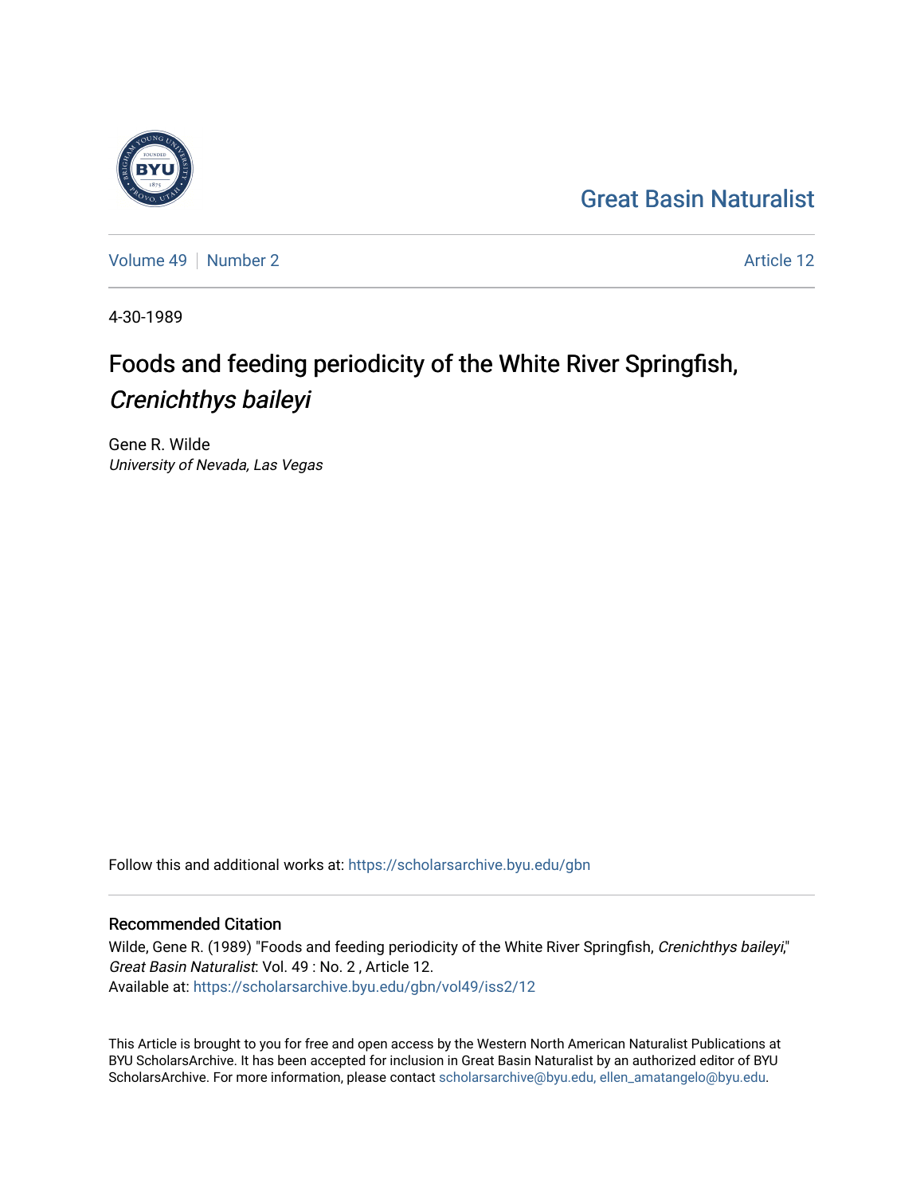Great Basin Naturalist

Volume 49 | Number 2

Article 12

4-30-1989

# Foods and feeding periodicity of the White River Springfish, *Crenichthys baileyi*

Gene R. Wilde
*University of Nevada, Las Vegas*

Follow this and additional works at: https://scholarsarchive.byu.edu/gbn

## Recommended Citation

Wilde, Gene R. (1989) "Foods and feeding periodicity of the White River Springfish, *Crenichthys baileyi*," *Great Basin Naturalist*: Vol. 49 : No. 2 , Article 12.
Available at: https://scholarsarchive.byu.edu/gbn/vol49/iss2/12

This Article is brought to you for free and open access by the Western North American Naturalist Publications at BYU ScholarsArchive. It has been accepted for inclusion in Great Basin Naturalist by an authorized editor of BYU ScholarsArchive. For more information, please contact scholarsarchive@byu.edu, ellen_amatangelo@byu.edu.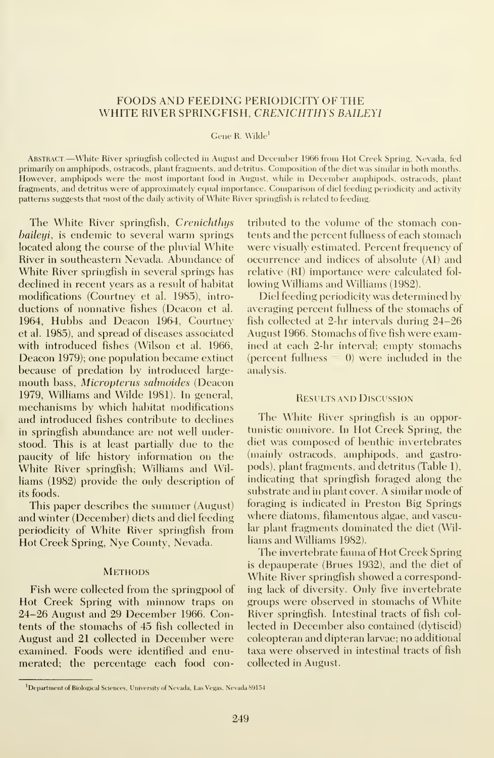# FOODS AND FEEDING PERIODICITY OF THE WHITE RIVER SPRINGFISH, *CRENICHTHYS BAILEYI*

Gene R. Wilde[1]

ABSTRACT.—White River springfish collected in August and December 1966 from Hot Creek Spring, Nevada, fed primarily on amphipods, ostracods, plant fragments, and detritus. Composition of the diet was similar in both months. However, amphipods were the most important food in August, while in December amphipods, ostracods, plant fragments, and detritus were of approximately equal importance. Comparison of diel feeding periodicity and activity patterns suggests that most of the daily activity of White River springfish is related to feeding.

The White River springfish, *Crenichthys baileyi*, is endemic to several warm springs located along the course of the pluvial White River in southeastern Nevada. Abundance of White River springfish in several springs has declined in recent years as a result of habitat modifications (Courtney et al. 1985), introductions of nonnative fishes (Deacon et al. 1964, Hubbs and Deacon 1964, Courtney et al. 1985), and spread of diseases associated with introduced fishes (Wilson et al. 1966, Deacon 1979); one population became extinct because of predation by introduced largemouth bass, *Micropterus salmoides* (Deacon 1979, Williams and Wilde 1981). In general, mechanisms by which habitat modifications and introduced fishes contribute to declines in springfish abundance are not well understood. This is at least partially due to the paucity of life history information on the White River springfish; Williams and Williams (1982) provide the only description of its foods.

This paper describes the summer (August) and winter (December) diets and diel feeding periodicity of White River springfish from Hot Creek Spring, Nye County, Nevada.

## METHODS

Fish were collected from the springpool of Hot Creek Spring with minnow traps on 24–26 August and 29 December 1966. Contents of the stomachs of 45 fish collected in August and 21 collected in December were examined. Foods were identified and enumerated; the percentage each food contributed to the volume of the stomach contents and the percent fullness of each stomach were visually estimated. Percent frequency of occurrence and indices of absolute (AI) and relative (RI) importance were calculated following Williams and Williams (1982).

Diel feeding periodicity was determined by averaging percent fullness of the stomachs of fish collected at 2-hr intervals during 24–26 August 1966. Stomachs of five fish were examined at each 2-hr interval; empty stomachs (percent fullness = 0) were included in the analysis.

## RESULTS AND DISCUSSION

The White River springfish is an opportunistic omnivore. In Hot Creek Spring, the diet was composed of benthic invertebrates (mainly ostracods, amphipods, and gastropods), plant fragments, and detritus (Table 1), indicating that springfish foraged along the substrate and in plant cover. A similar mode of foraging is indicated in Preston Big Springs where diatoms, filamentous algae, and vascular plant fragments dominated the diet (Williams and Williams 1982).

The invertebrate fauna of Hot Creek Spring is depauperate (Brues 1932), and the diet of White River springfish showed a corresponding lack of diversity. Only five invertebrate groups were observed in stomachs of White River springfish. Intestinal tracts of fish collected in December also contained (dytiscid) coleopteran and dipteran larvae; no additional taxa were observed in intestinal tracts of fish collected in August.

[1]Department of Biological Sciences, University of Nevada, Las Vegas, Nevada 89154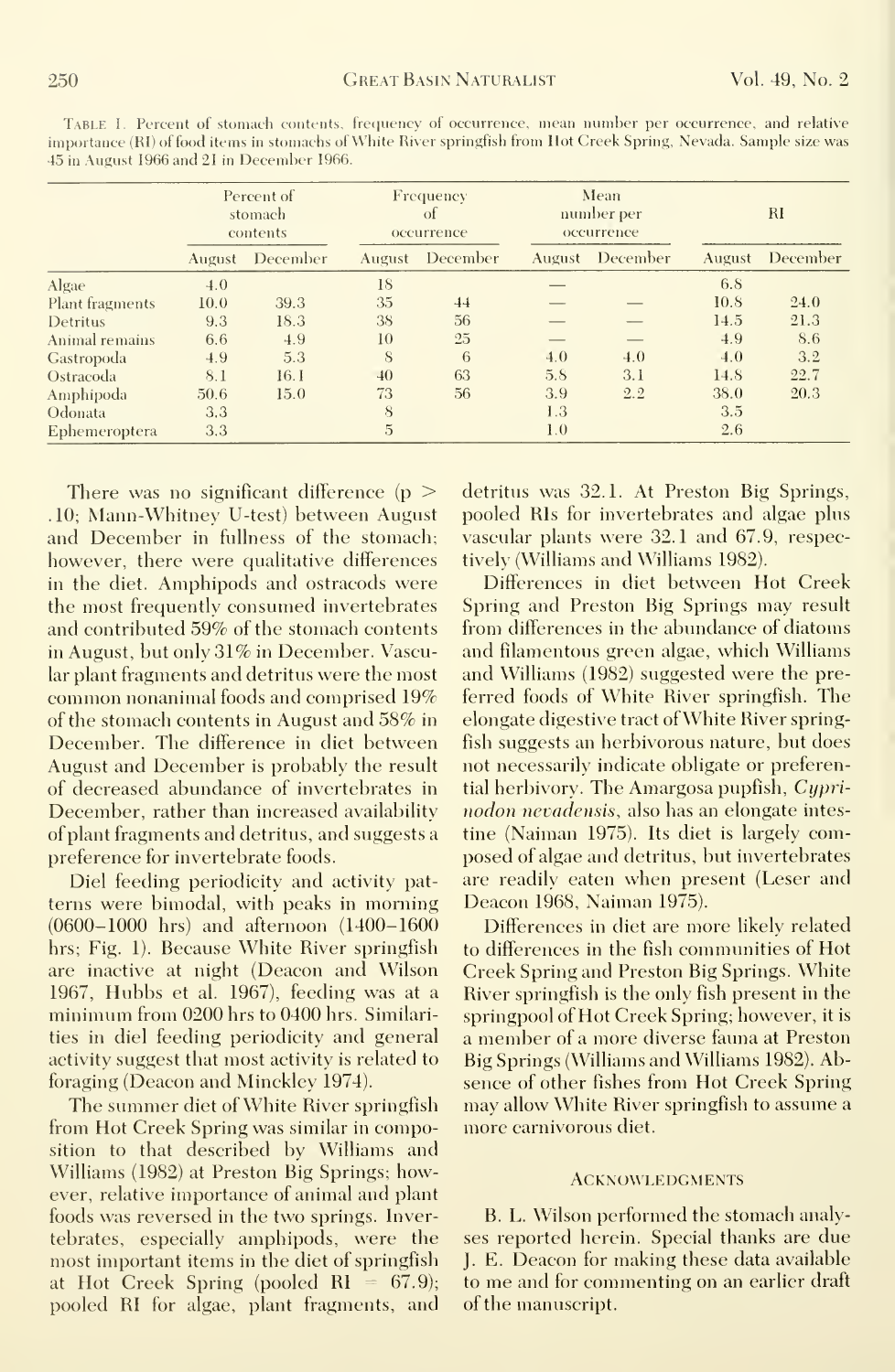Table 1. Percent of stomach contents, frequency of occurrence, mean number per occurrence, and relative importance (RI) of food items in stomachs of White River springfish from Hot Creek Spring, Nevada. Sample size was 45 in August 1966 and 21 in December 1966.

| | Percent of stomach contents | | Frequency of occurrence | | Mean number per occurrence | | RI | |
|---|---|---|---|---|---|---|---|---|
| | August | December | August | December | August | December | August | December |
| Algae | 4.0 | | 18 | | — | | 6.8 | |
| Plant fragments | 10.0 | 39.3 | 35 | 44 | — | — | 10.8 | 24.0 |
| Detritus | 9.3 | 18.3 | 38 | 56 | — | — | 14.5 | 21.3 |
| Animal remains | 6.6 | 4.9 | 10 | 25 | — | — | 4.9 | 8.6 |
| Gastropoda | 4.9 | 5.3 | 8 | 6 | 4.0 | 4.0 | 4.0 | 3.2 |
| Ostracoda | 8.1 | 16.1 | 40 | 63 | 5.8 | 3.1 | 14.8 | 22.7 |
| Amphipoda | 50.6 | 15.0 | 73 | 56 | 3.9 | 2.2 | 38.0 | 20.3 |
| Odonata | 3.3 | | 8 | | 1.3 | | 3.5 | |
| Ephemeroptera | 3.3 | | 5 | | 1.0 | | 2.6 | |

There was no significant difference ($p > .10$; Mann-Whitney U-test) between August and December in fullness of the stomach; however, there were qualitative differences in the diet. Amphipods and ostracods were the most frequently consumed invertebrates and contributed 59% of the stomach contents in August, but only 31% in December. Vascular plant fragments and detritus were the most common nonanimal foods and comprised 19% of the stomach contents in August and 58% in December. The difference in diet between August and December is probably the result of decreased abundance of invertebrates in December, rather than increased availability of plant fragments and detritus, and suggests a preference for invertebrate foods.

Diel feeding periodicity and activity patterns were bimodal, with peaks in morning (0600–1000 hrs) and afternoon (1400–1600 hrs; Fig. 1). Because White River springfish are inactive at night (Deacon and Wilson 1967, Hubbs et al. 1967), feeding was at a minimum from 0200 hrs to 0400 hrs. Similarities in diel feeding periodicity and general activity suggest that most activity is related to foraging (Deacon and Minckley 1974).

The summer diet of White River springfish from Hot Creek Spring was similar in composition to that described by Williams and Williams (1982) at Preston Big Springs; however, relative importance of animal and plant foods was reversed in the two springs. Invertebrates, especially amphipods, were the most important items in the diet of springfish at Hot Creek Spring (pooled RI = 67.9); pooled RI for algae, plant fragments, and detritus was 32.1. At Preston Big Springs, pooled RIs for invertebrates and algae plus vascular plants were 32.1 and 67.9, respectively (Williams and Williams 1982).

Differences in diet between Hot Creek Spring and Preston Big Springs may result from differences in the abundance of diatoms and filamentous green algae, which Williams and Williams (1982) suggested were the preferred foods of White River springfish. The elongate digestive tract of White River springfish suggests an herbivorous nature, but does not necessarily indicate obligate or preferential herbivory. The Amargosa pupfish, *Cyprinodon nevadensis*, also has an elongate intestine (Naiman 1975). Its diet is largely composed of algae and detritus, but invertebrates are readily eaten when present (Leser and Deacon 1968, Naiman 1975).

Differences in diet are more likely related to differences in the fish communities of Hot Creek Spring and Preston Big Springs. White River springfish is the only fish present in the springpool of Hot Creek Spring; however, it is a member of a more diverse fauna at Preston Big Springs (Williams and Williams 1982). Absence of other fishes from Hot Creek Spring may allow White River springfish to assume a more carnivorous diet.

## Acknowledgments

B. L. Wilson performed the stomach analyses reported herein. Special thanks are due J. E. Deacon for making these data available to me and for commenting on an earlier draft of the manuscript.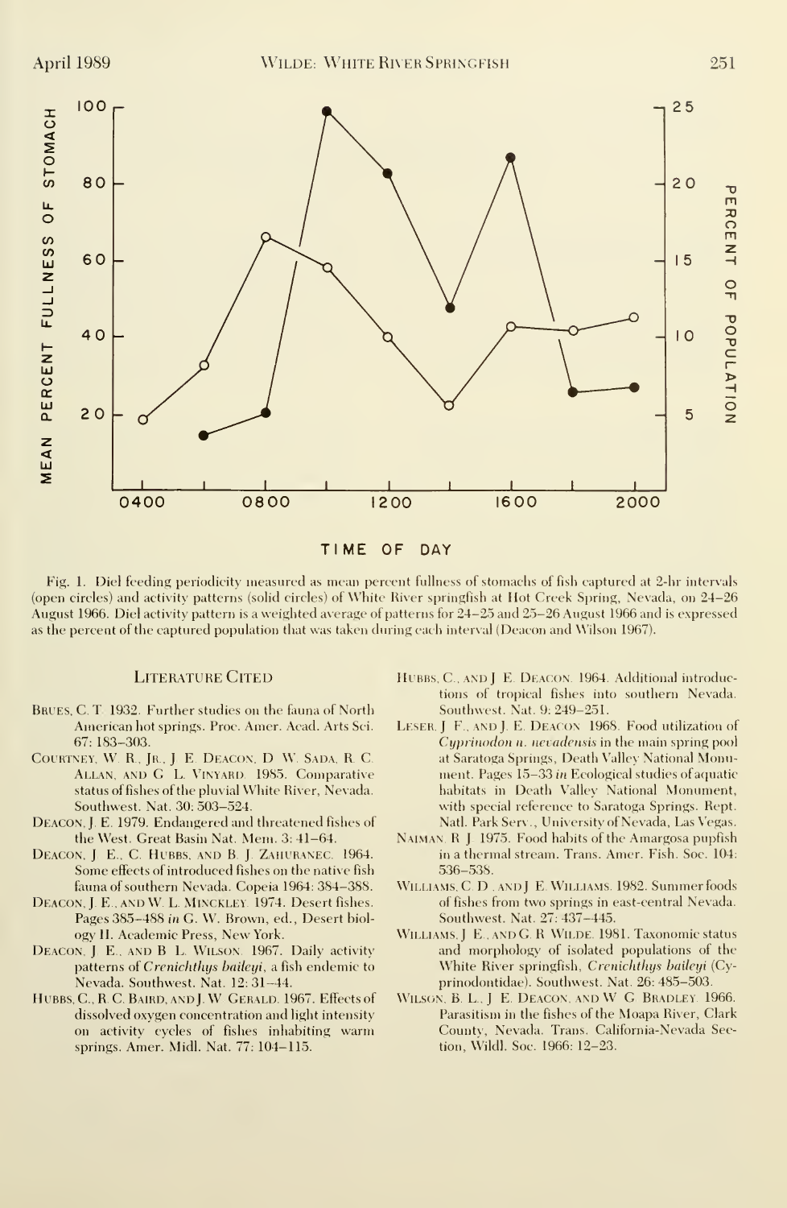MEAN PERCENT FULLNESS OF STOMACH

100

80

60

40

20

0400 0800 1200 1600 2000

TIME OF DAY

25

20

15

10

5

PERCENT OF POPULATION

Fig. 1. Diel feeding periodicity measured as mean percent fullness of stomachs of fish captured at 2-hr intervals (open circles) and activity patterns (solid circles) of White River springfish at Hot Creek Spring, Nevada, on 24–26 August 1966. Diel activity pattern is a weighted average of patterns for 24–25 and 25–26 August 1966 and is expressed as the percent of the captured population that was taken during each interval (Deacon and Wilson 1967).

## Literature Cited

Brues, C. T. 1932. Further studies on the fauna of North American hot springs. Proc. Amer. Acad. Arts Sci. 67: 183–303.

Courtney, W. R., Jr., J. E. Deacon, D. W. Sada, R. C. Allan, and G. L. Vinyard. 1985. Comparative status of fishes of the pluvial White River, Nevada. Southwest. Nat. 30: 503–524.

Deacon, J. E. 1979. Endangered and threatened fishes of the West. Great Basin Nat. Mem. 3: 41–64.

Deacon, J. E., C. Hubbs, and B. J. Zahuranec. 1964. Some effects of introduced fishes on the native fish fauna of southern Nevada. Copeia 1964: 384–388.

Deacon, J. E., and W. L. Minckley. 1974. Desert fishes. Pages 385–488 *in* G. W. Brown, ed., Desert biology II. Academic Press, New York.

Deacon, J. E., and B. L. Wilson. 1967. Daily activity patterns of *Crenichthys baileyi*, a fish endemic to Nevada. Southwest. Nat. 12: 31–44.

Hubbs, C., R. C. Baird, and J. W. Gerald. 1967. Effects of dissolved oxygen concentration and light intensity on activity cycles of fishes inhabiting warm springs. Amer. Midl. Nat. 77: 104–115.

Hubbs, C., and J. E. Deacon. 1964. Additional introductions of tropical fishes into southern Nevada. Southwest. Nat. 9: 249–251.

Leser, J. F., and J. E. Deacon. 1968. Food utilization of *Cyprinodon n. nevadensis* in the main spring pool at Saratoga Springs, Death Valley National Monument. Pages 15–33 *in* Ecological studies of aquatic habitats in Death Valley National Monument, with special reference to Saratoga Springs. Rept. Natl. Park Serv., University of Nevada, Las Vegas.

Naiman, R. J. 1975. Food habits of the Amargosa pupfish in a thermal stream. Trans. Amer. Fish. Soc. 104: 536–538.

Williams, C. D., and J. E. Williams. 1982. Summer foods of fishes from two springs in east-central Nevada. Southwest. Nat. 27: 437–445.

Williams, J. E., and G. R. Wilde. 1981. Taxonomic status and morphology of isolated populations of the White River springfish, *Crenichthys baileyi* (Cyprinodontidae). Southwest. Nat. 26: 485–503.

Wilson, B. L., J. E. Deacon, and W. G. Bradley. 1966. Parasitism in the fishes of the Moapa River, Clark County, Nevada. Trans. California-Nevada Section, Wildl. Soc. 1966: 12–23.